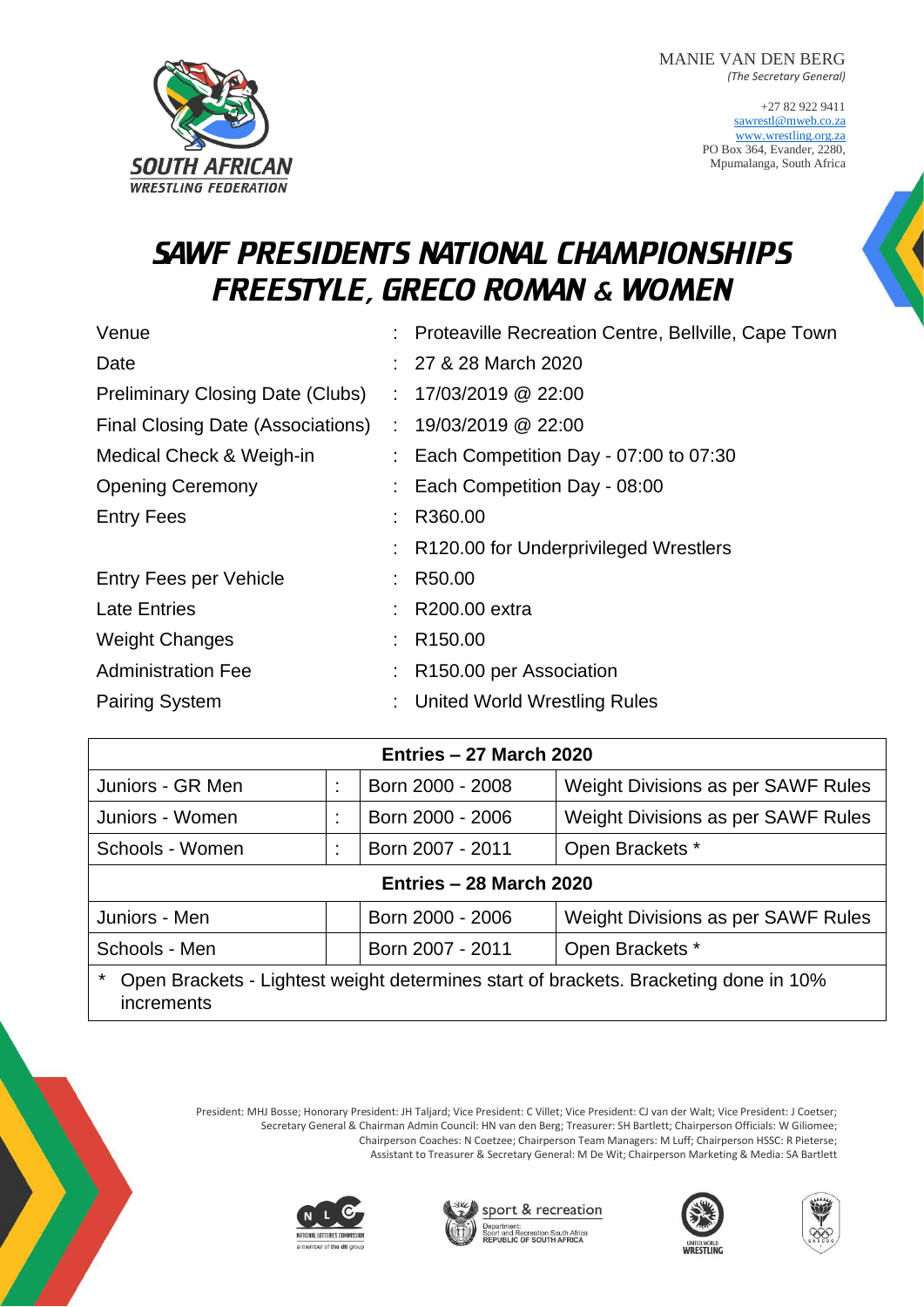MANIE VAN DEN BERG
*(The Secretary General)*

+27 82 922 9411
sawrestl@mweb.co.za
www.wrestling.org.za
PO Box 364, Evander, 2280,
Mpumalanga, South Africa

SOUTH AFRICAN
WRESTLING FEDERATION

# SAWF PRESIDENTS NATIONAL CHAMPIONSHIPS FREESTYLE, GRECO ROMAN & WOMEN

| | | |
|---|---|---|
| Venue | : | Proteaville Recreation Centre, Bellville, Cape Town |
| Date | : | 27 & 28 March 2020 |
| Preliminary Closing Date (Clubs) | : | 17/03/2019 @ 22:00 |
| Final Closing Date (Associations) | : | 19/03/2019 @ 22:00 |
| Medical Check & Weigh-in | : | Each Competition Day - 07:00 to 07:30 |
| Opening Ceremony | : | Each Competition Day - 08:00 |
| Entry Fees | : | R360.00 |
| | : | R120.00 for Underprivileged Wrestlers |
| Entry Fees per Vehicle | : | R50.00 |
| Late Entries | : | R200.00 extra |
| Weight Changes | : | R150.00 |
| Administration Fee | : | R150.00 per Association |
| Pairing System | : | United World Wrestling Rules |

| Entries – 27 March 2020 | | | |
|---|---|---|---|
| Juniors - GR Men | : | Born 2000 - 2008 | Weight Divisions as per SAWF Rules |
| Juniors - Women | : | Born 2000 - 2006 | Weight Divisions as per SAWF Rules |
| Schools - Women | : | Born 2007 - 2011 | Open Brackets * |
| **Entries – 28 March 2020** | | | |
| Juniors - Men | | Born 2000 - 2006 | Weight Divisions as per SAWF Rules |
| Schools - Men | | Born 2007 - 2011 | Open Brackets * |

\* Open Brackets - Lightest weight determines start of brackets. Bracketing done in 10% increments

President: MHJ Bosse; Honorary President: JH Taljard; Vice President: C Villet; Vice President: CJ van der Walt; Vice President: J Coetser; Secretary General & Chairman Admin Council: HN van den Berg; Treasurer: SH Bartlett; Chairperson Officials: W Giliomee; Chairperson Coaches: N Coetzee; Chairperson Team Managers: M Luff; Chairperson HSSC: R Pieterse; Assistant to Treasurer & Secretary General: M De Wit; Chairperson Marketing & Media: SA Bartlett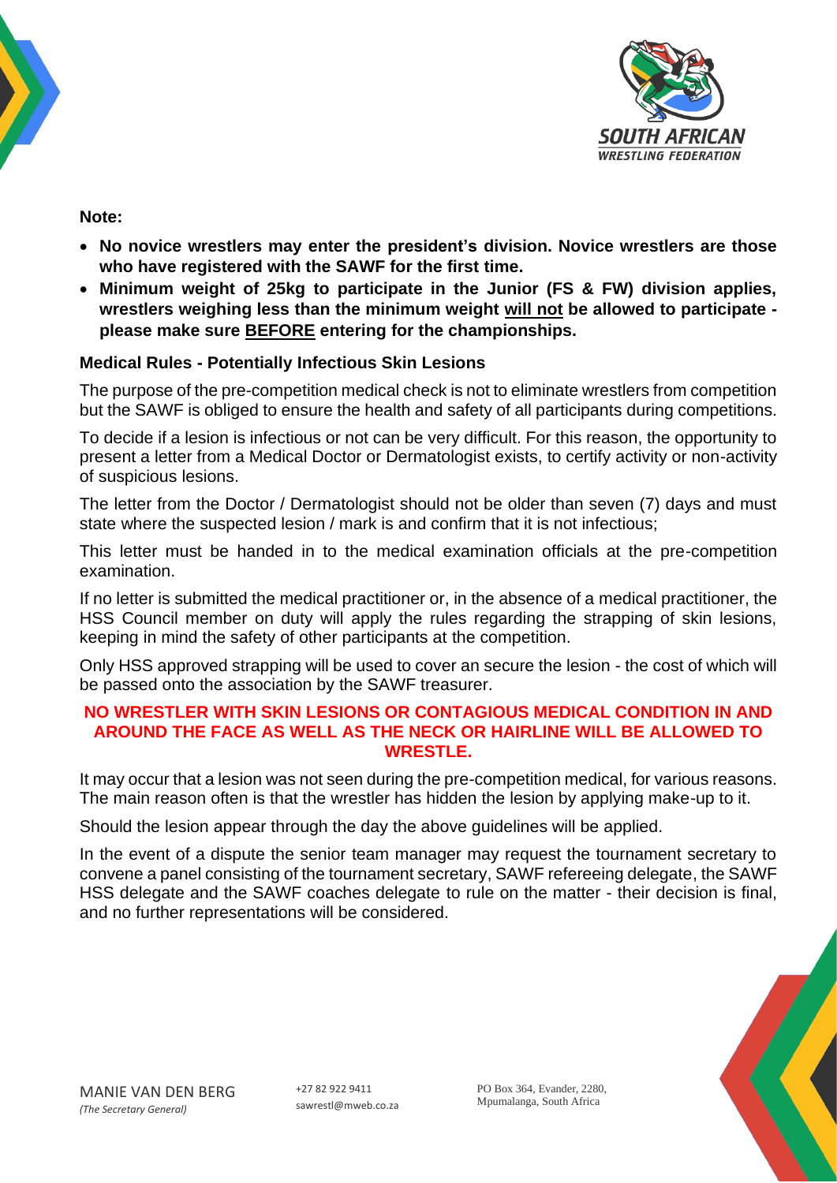**Note:**

- **No novice wrestlers may enter the president's division. Novice wrestlers are those who have registered with the SAWF for the first time.**
- **Minimum weight of 25kg to participate in the Junior (FS & FW) division applies, wrestlers weighing less than the minimum weight <u>will not</u> be allowed to participate - please make sure <u>BEFORE</u> entering for the championships.**

**Medical Rules - Potentially Infectious Skin Lesions**

The purpose of the pre-competition medical check is not to eliminate wrestlers from competition but the SAWF is obliged to ensure the health and safety of all participants during competitions.

To decide if a lesion is infectious or not can be very difficult. For this reason, the opportunity to present a letter from a Medical Doctor or Dermatologist exists, to certify activity or non-activity of suspicious lesions.

The letter from the Doctor / Dermatologist should not be older than seven (7) days and must state where the suspected lesion / mark is and confirm that it is not infectious;

This letter must be handed in to the medical examination officials at the pre-competition examination.

If no letter is submitted the medical practitioner or, in the absence of a medical practitioner, the HSS Council member on duty will apply the rules regarding the strapping of skin lesions, keeping in mind the safety of other participants at the competition.

Only HSS approved strapping will be used to cover an secure the lesion - the cost of which will be passed onto the association by the SAWF treasurer.

**NO WRESTLER WITH SKIN LESIONS OR CONTAGIOUS MEDICAL CONDITION IN AND AROUND THE FACE AS WELL AS THE NECK OR HAIRLINE WILL BE ALLOWED TO WRESTLE.**

It may occur that a lesion was not seen during the pre-competition medical, for various reasons. The main reason often is that the wrestler has hidden the lesion by applying make-up to it.

Should the lesion appear through the day the above guidelines will be applied.

In the event of a dispute the senior team manager may request the tournament secretary to convene a panel consisting of the tournament secretary, SAWF refereeing delegate, the SAWF HSS delegate and the SAWF coaches delegate to rule on the matter - their decision is final, and no further representations will be considered.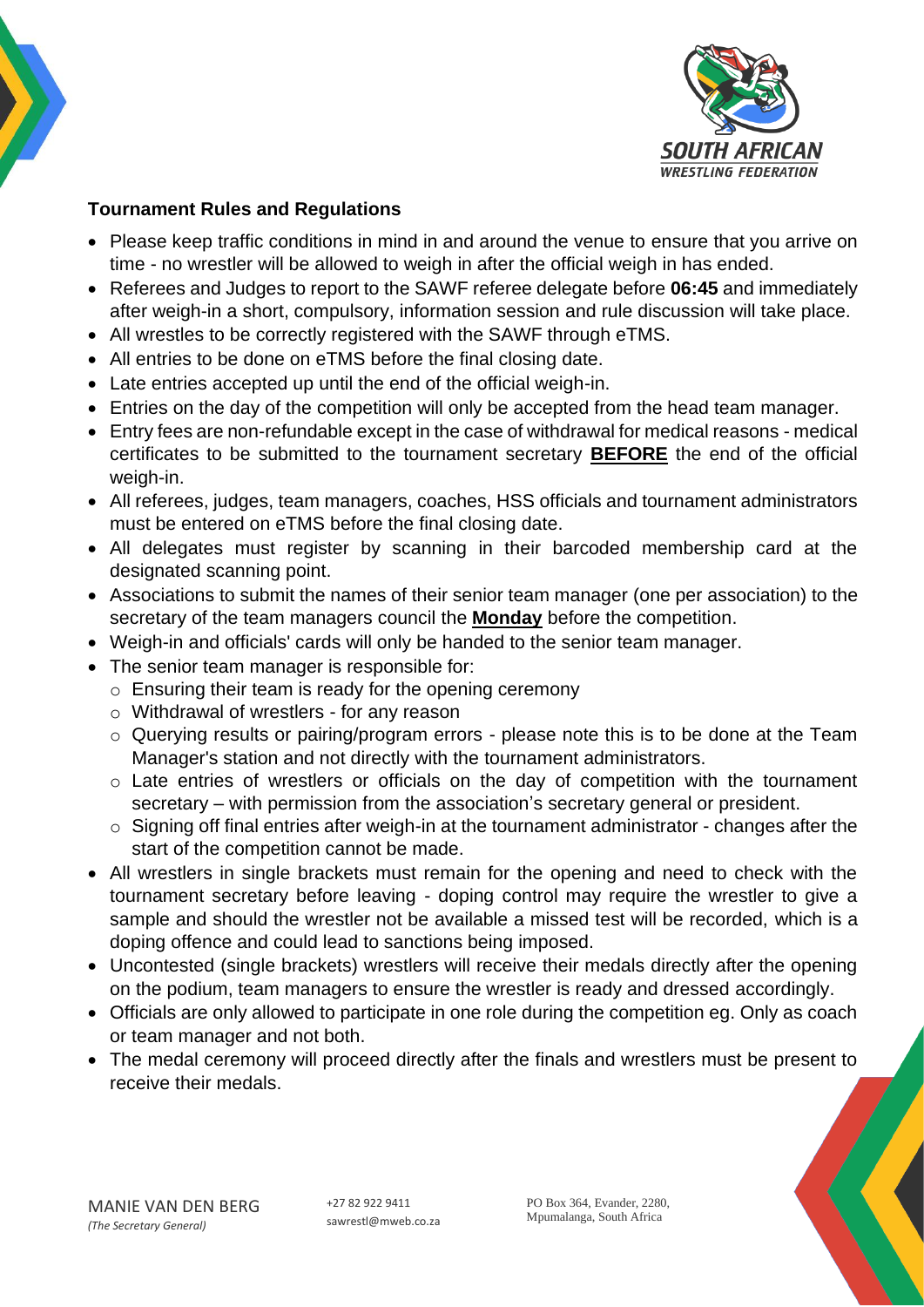**Tournament Rules and Regulations**

- Please keep traffic conditions in mind in and around the venue to ensure that you arrive on time - no wrestler will be allowed to weigh in after the official weigh in has ended.
- Referees and Judges to report to the SAWF referee delegate before **06:45** and immediately after weigh-in a short, compulsory, information session and rule discussion will take place.
- All wrestles to be correctly registered with the SAWF through eTMS.
- All entries to be done on eTMS before the final closing date.
- Late entries accepted up until the end of the official weigh-in.
- Entries on the day of the competition will only be accepted from the head team manager.
- Entry fees are non-refundable except in the case of withdrawal for medical reasons - medical certificates to be submitted to the tournament secretary **BEFORE** the end of the official weigh-in.
- All referees, judges, team managers, coaches, HSS officials and tournament administrators must be entered on eTMS before the final closing date.
- All delegates must register by scanning in their barcoded membership card at the designated scanning point.
- Associations to submit the names of their senior team manager (one per association) to the secretary of the team managers council the **Monday** before the competition.
- Weigh-in and officials' cards will only be handed to the senior team manager.
- The senior team manager is responsible for:
  - Ensuring their team is ready for the opening ceremony
  - Withdrawal of wrestlers - for any reason
  - Querying results or pairing/program errors - please note this is to be done at the Team Manager's station and not directly with the tournament administrators.
  - Late entries of wrestlers or officials on the day of competition with the tournament secretary – with permission from the association's secretary general or president.
  - Signing off final entries after weigh-in at the tournament administrator - changes after the start of the competition cannot be made.
- All wrestlers in single brackets must remain for the opening and need to check with the tournament secretary before leaving - doping control may require the wrestler to give a sample and should the wrestler not be available a missed test will be recorded, which is a doping offence and could lead to sanctions being imposed.
- Uncontested (single brackets) wrestlers will receive their medals directly after the opening on the podium, team managers to ensure the wrestler is ready and dressed accordingly.
- Officials are only allowed to participate in one role during the competition eg. Only as coach or team manager and not both.
- The medal ceremony will proceed directly after the finals and wrestlers must be present to receive their medals.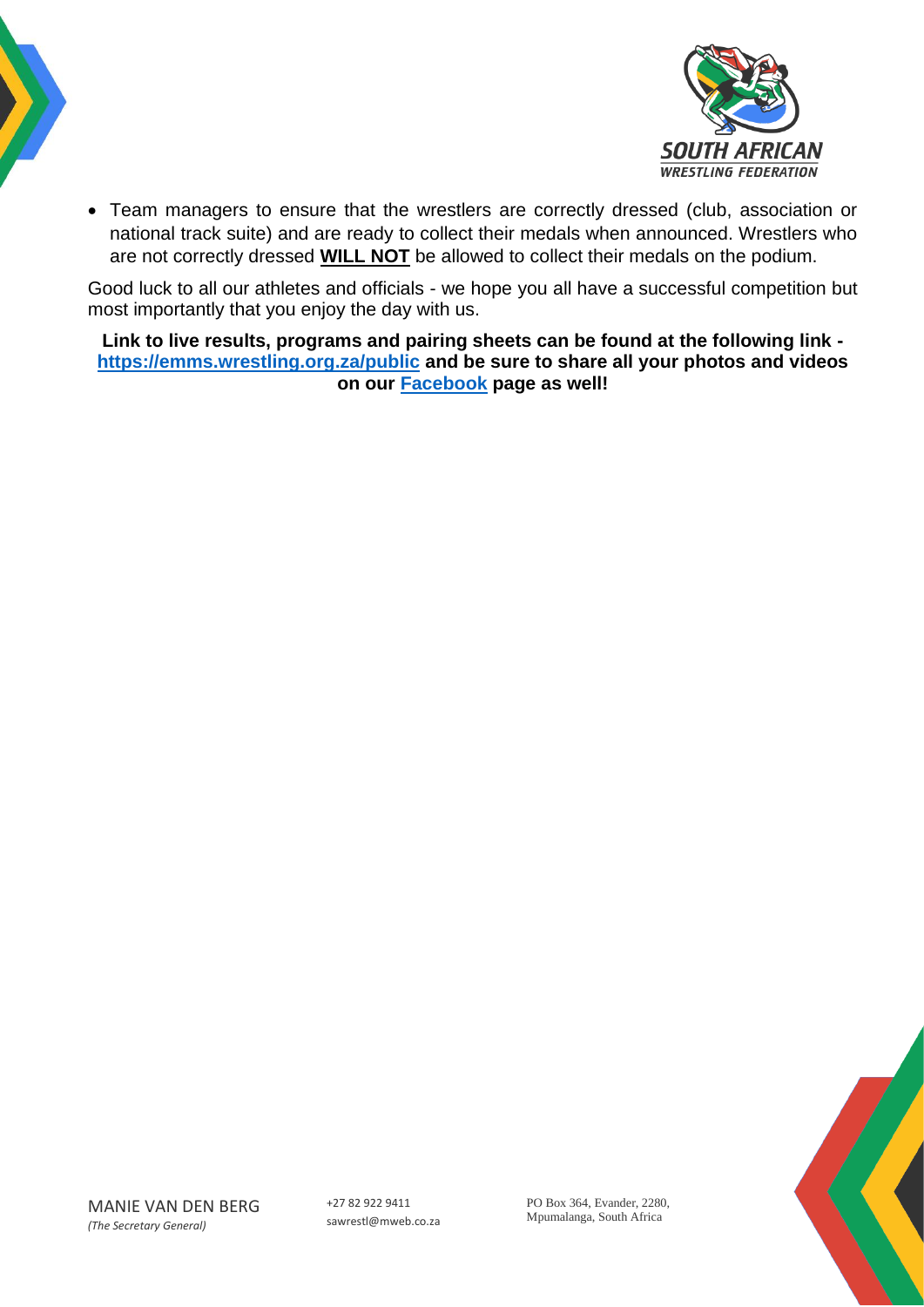- Team managers to ensure that the wrestlers are correctly dressed (club, association or national track suite) and are ready to collect their medals when announced. Wrestlers who are not correctly dressed **WILL NOT** be allowed to collect their medals on the podium.

Good luck to all our athletes and officials - we hope you all have a successful competition but most importantly that you enjoy the day with us.

**Link to live results, programs and pairing sheets can be found at the following link - [https://emms.wrestling.org.za/public](https://emms.wrestling.org.za/public) and be sure to share all your photos and videos on our [Facebook](#) page as well!**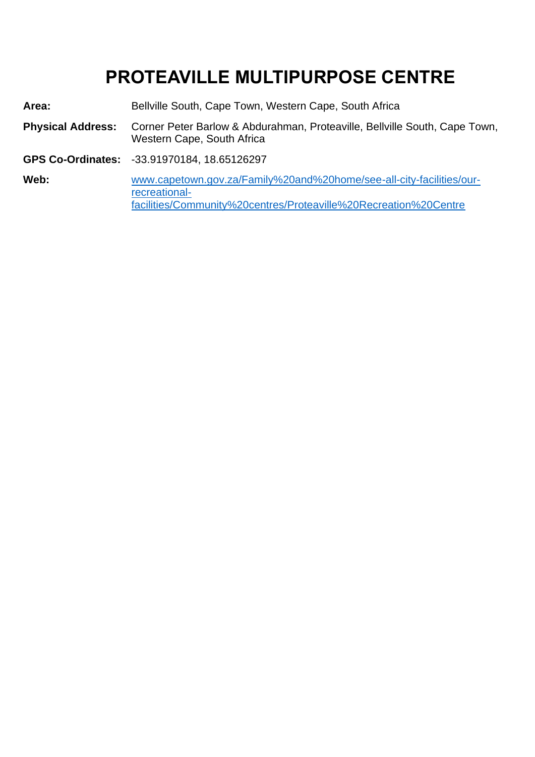# PROTEAVILLE MULTIPURPOSE CENTRE

| | |
|---|---|
| **Area:** | Bellville South, Cape Town, Western Cape, South Africa |
| **Physical Address:** | Corner Peter Barlow & Abdurahman, Proteaville, Bellville South, Cape Town, Western Cape, South Africa |
| **GPS Co-Ordinates:** | -33.91970184, 18.65126297 |
| **Web:** | www.capetown.gov.za/Family%20and%20home/see-all-city-facilities/our-recreational-facilities/Community%20centres/Proteaville%20Recreation%20Centre |